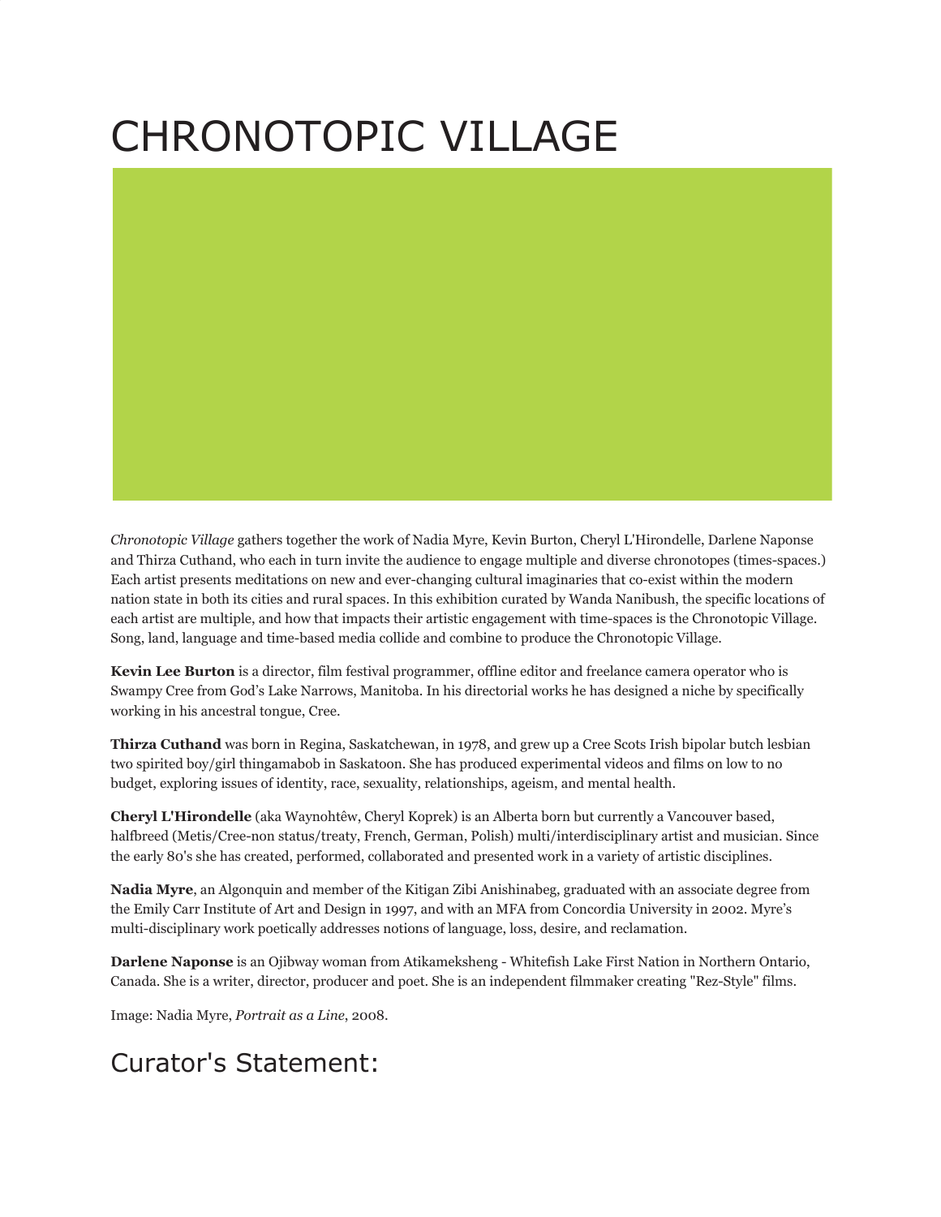# CHRONOTOPIC VILLAGE

*Chronotopic Village* gathers together the work of Nadia Myre, Kevin Burton, Cheryl L'Hirondelle, Darlene Naponse and Thirza Cuthand, who each in turn invite the audience to engage multiple and diverse chronotopes (times-spaces.) Each artist presents meditations on new and ever-changing cultural imaginaries that co-exist within the modern nation state in both its cities and rural spaces. In this exhibition curated by Wanda Nanibush, the specific locations of each artist are multiple, and how that impacts their artistic engagement with time-spaces is the Chronotopic Village. Song, land, language and time-based media collide and combine to produce the Chronotopic Village.

**Kevin Lee Burton** is a director, film festival programmer, offline editor and freelance camera operator who is Swampy Cree from God's Lake Narrows, Manitoba. In his directorial works he has designed a niche by specifically working in his ancestral tongue, Cree.

**Thirza Cuthand** was born in Regina, Saskatchewan, in 1978, and grew up a Cree Scots Irish bipolar butch lesbian two spirited boy/girl thingamabob in Saskatoon. She has produced experimental videos and films on low to no budget, exploring issues of identity, race, sexuality, relationships, ageism, and mental health.

**Cheryl L'Hirondelle** (aka Waynohtêw, Cheryl Koprek) is an Alberta born but currently a Vancouver based, halfbreed (Metis/Cree-non status/treaty, French, German, Polish) multi/interdisciplinary artist and musician. Since the early 80's she has created, performed, collaborated and presented work in a variety of artistic disciplines.

**Nadia Myre**, an Algonquin and member of the Kitigan Zibi Anishinabeg, graduated with an associate degree from the Emily Carr Institute of Art and Design in 1997, and with an MFA from Concordia University in 2002. Myre's multi-disciplinary work poetically addresses notions of language, loss, desire, and reclamation.

**Darlene Naponse** is an Ojibway woman from Atikameksheng - Whitefish Lake First Nation in Northern Ontario, Canada. She is a writer, director, producer and poet. She is an independent filmmaker creating "Rez-Style" films.

Image: Nadia Myre, *Portrait as a Line*, 2008.

## Curator's Statement: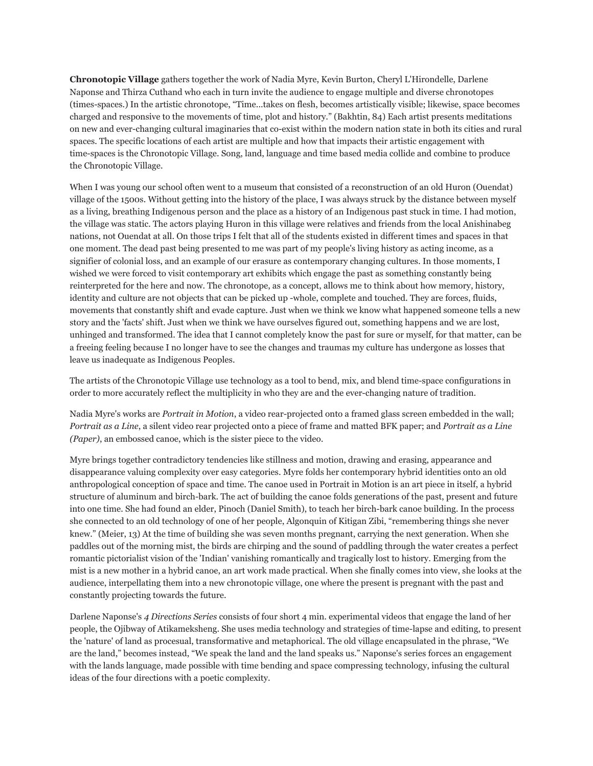**Chronotopic Village** gathers together the work of Nadia Myre, Kevin Burton, Cheryl L'Hirondelle, Darlene Naponse and Thirza Cuthand who each in turn invite the audience to engage multiple and diverse chronotopes (times-spaces.) In the artistic chronotope, “Time...takes on flesh, becomes artistically visible; likewise, space becomes charged and responsive to the movements of time, plot and history.” (Bakhtin, 84) Each artist presents meditations on new and ever-changing cultural imaginaries that co-exist within the modern nation state in both its cities and rural spaces. The specific locations of each artist are multiple and how that impacts their artistic engagement with time-spaces is the Chronotopic Village. Song, land, language and time based media collide and combine to produce the Chronotopic Village.

When I was young our school often went to a museum that consisted of a reconstruction of an old Huron (Ouendat) village of the 1500s. Without getting into the history of the place, I was always struck by the distance between myself as a living, breathing Indigenous person and the place as a history of an Indigenous past stuck in time. I had motion, the village was static. The actors playing Huron in this village were relatives and friends from the local Anishinabeg nations, not Ouendat at all. On those trips I felt that all of the students existed in different times and spaces in that one moment. The dead past being presented to me was part of my people's living history as acting income, as a signifier of colonial loss, and an example of our erasure as contemporary changing cultures. In those moments, I wished we were forced to visit contemporary art exhibits which engage the past as something constantly being reinterpreted for the here and now. The chronotope, as a concept, allows me to think about how memory, history, identity and culture are not objects that can be picked up -whole, complete and touched. They are forces, fluids, movements that constantly shift and evade capture. Just when we think we know what happened someone tells a new story and the 'facts' shift. Just when we think we have ourselves figured out, something happens and we are lost, unhinged and transformed. The idea that I cannot completely know the past for sure or myself, for that matter, can be a freeing feeling because I no longer have to see the changes and traumas my culture has undergone as losses that leave us inadequate as Indigenous Peoples.

The artists of the Chronotopic Village use technology as a tool to bend, mix, and blend time-space configurations in order to more accurately reflect the multiplicity in who they are and the ever-changing nature of tradition.

Nadia Myre's works are *Portrait in Motion*, a video rear-projected onto a framed glass screen embedded in the wall; *Portrait as a Line*, a silent video rear projected onto a piece of frame and matted BFK paper; and *Portrait as a Line (Paper)*, an embossed canoe, which is the sister piece to the video.

Myre brings together contradictory tendencies like stillness and motion, drawing and erasing, appearance and disappearance valuing complexity over easy categories. Myre folds her contemporary hybrid identities onto an old anthropological conception of space and time. The canoe used in Portrait in Motion is an art piece in itself, a hybrid structure of aluminum and birch-bark. The act of building the canoe folds generations of the past, present and future into one time. She had found an elder, Pinoch (Daniel Smith), to teach her birch-bark canoe building. In the process she connected to an old technology of one of her people, Algonquin of Kitigan Zibi, “remembering things she never knew.” (Meier, 13) At the time of building she was seven months pregnant, carrying the next generation. When she paddles out of the morning mist, the birds are chirping and the sound of paddling through the water creates a perfect romantic pictorialist vision of the 'Indian' vanishing romantically and tragically lost to history. Emerging from the mist is a new mother in a hybrid canoe, an art work made practical. When she finally comes into view, she looks at the audience, interpellating them into a new chronotopic village, one where the present is pregnant with the past and constantly projecting towards the future.

Darlene Naponse's *4 Directions Series* consists of four short 4 min. experimental videos that engage the land of her people, the Ojibway of Atikameksheng. She uses media technology and strategies of time-lapse and editing, to present the 'nature' of land as procesual, transformative and metaphorical. The old village encapsulated in the phrase, “We are the land,” becomes instead, “We speak the land and the land speaks us.” Naponse's series forces an engagement with the lands language, made possible with time bending and space compressing technology, infusing the cultural ideas of the four directions with a poetic complexity.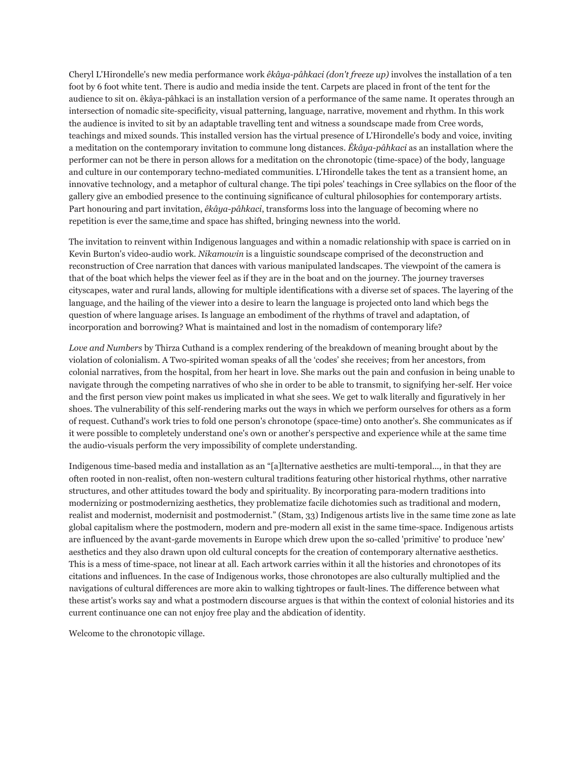Cheryl L'Hirondelle's new media performance work *êkâya-pâhkaci (don't freeze up)* involves the installation of a ten foot by 6 foot white tent. There is audio and media inside the tent. Carpets are placed in front of the tent for the audience to sit on. êkâya-pâhkaci is an installation version of a performance of the same name. It operates through an intersection of nomadic site-specificity, visual patterning, language, narrative, movement and rhythm. In this work the audience is invited to sit by an adaptable travelling tent and witness a soundscape made from Cree words, teachings and mixed sounds. This installed version has the virtual presence of L'Hirondelle's body and voice, inviting a meditation on the contemporary invitation to commune long distances. *Êkâya-pâhkaci* as an installation where the performer can not be there in person allows for a meditation on the chronotopic (time-space) of the body, language and culture in our contemporary techno-mediated communities. L'Hirondelle takes the tent as a transient home, an innovative technology, and a metaphor of cultural change. The tipi poles' teachings in Cree syllabics on the floor of the gallery give an embodied presence to the continuing significance of cultural philosophies for contemporary artists. Part honouring and part invitation, *êkâya-pâhkaci*, transforms loss into the language of becoming where no repetition is ever the same,time and space has shifted, bringing newness into the world.

The invitation to reinvent within Indigenous languages and within a nomadic relationship with space is carried on in Kevin Burton's video-audio work. *Nikamowin* is a linguistic soundscape comprised of the deconstruction and reconstruction of Cree narration that dances with various manipulated landscapes. The viewpoint of the camera is that of the boat which helps the viewer feel as if they are in the boat and on the journey. The journey traverses cityscapes, water and rural lands, allowing for multiple identifications with a diverse set of spaces. The layering of the language, and the hailing of the viewer into a desire to learn the language is projected onto land which begs the question of where language arises. Is language an embodiment of the rhythms of travel and adaptation, of incorporation and borrowing? What is maintained and lost in the nomadism of contemporary life?

*Love and Numbers* by Thirza Cuthand is a complex rendering of the breakdown of meaning brought about by the violation of colonialism. A Two-spirited woman speaks of all the 'codes' she receives; from her ancestors, from colonial narratives, from the hospital, from her heart in love. She marks out the pain and confusion in being unable to navigate through the competing narratives of who she in order to be able to transmit, to signifying her-self. Her voice and the first person view point makes us implicated in what she sees. We get to walk literally and figuratively in her shoes. The vulnerability of this self-rendering marks out the ways in which we perform ourselves for others as a form of request. Cuthand's work tries to fold one person's chronotope (space-time) onto another's. She communicates as if it were possible to completely understand one's own or another's perspective and experience while at the same time the audio-visuals perform the very impossibility of complete understanding.

Indigenous time-based media and installation as an "[a]lternative aesthetics are multi-temporal..., in that they are often rooted in non-realist, often non-western cultural traditions featuring other historical rhythms, other narrative structures, and other attitudes toward the body and spirituality. By incorporating para-modern traditions into modernizing or postmodernizing aesthetics, they problematize facile dichotomies such as traditional and modern, realist and modernist, modernisit and postmodernist." (Stam, 33) Indigenous artists live in the same time zone as late global capitalism where the postmodern, modern and pre-modern all exist in the same time-space. Indigenous artists are influenced by the avant-garde movements in Europe which drew upon the so-called 'primitive' to produce 'new' aesthetics and they also drawn upon old cultural concepts for the creation of contemporary alternative aesthetics. This is a mess of time-space, not linear at all. Each artwork carries within it all the histories and chronotopes of its citations and influences. In the case of Indigenous works, those chronotopes are also culturally multiplied and the navigations of cultural differences are more akin to walking tightropes or fault-lines. The difference between what these artist's works say and what a postmodern discourse argues is that within the context of colonial histories and its current continuance one can not enjoy free play and the abdication of identity.

Welcome to the chronotopic village.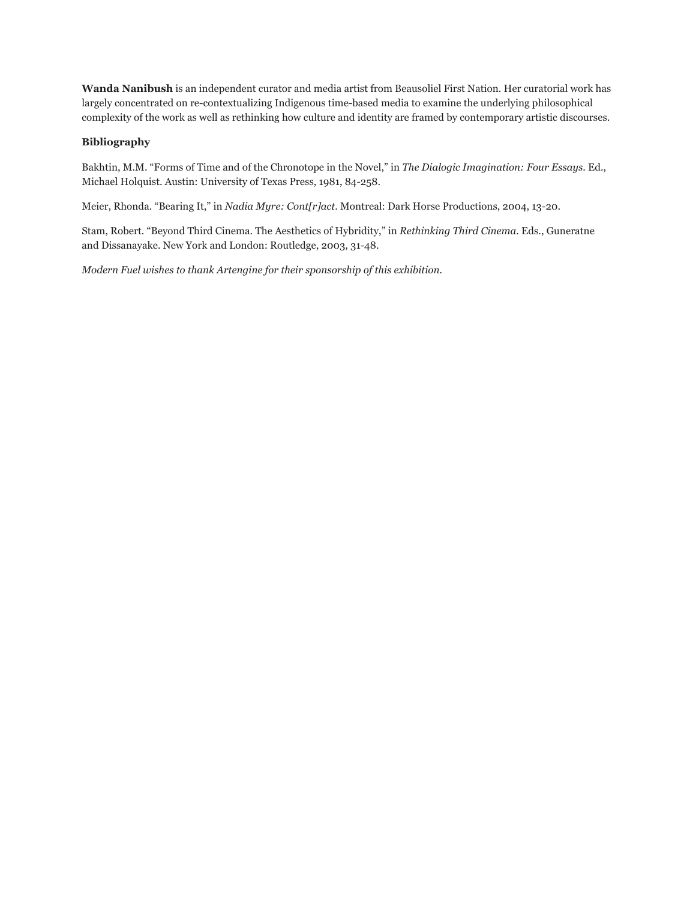**Wanda Nanibush** is an independent curator and media artist from Beausoliel First Nation. Her curatorial work has largely concentrated on re-contextualizing Indigenous time-based media to examine the underlying philosophical complexity of the work as well as rethinking how culture and identity are framed by contemporary artistic discourses.

**Bibliography**

Bakhtin, M.M. "Forms of Time and of the Chronotope in the Novel," in *The Dialogic Imagination: Four Essays*. Ed., Michael Holquist. Austin: University of Texas Press, 1981, 84-258.

Meier, Rhonda. "Bearing It," in *Nadia Myre: Cont[r]act*. Montreal: Dark Horse Productions, 2004, 13-20.

Stam, Robert. "Beyond Third Cinema. The Aesthetics of Hybridity," in *Rethinking Third Cinema*. Eds., Guneratne and Dissanayake. New York and London: Routledge, 2003, 31-48.

*Modern Fuel wishes to thank Artengine for their sponsorship of this exhibition.*